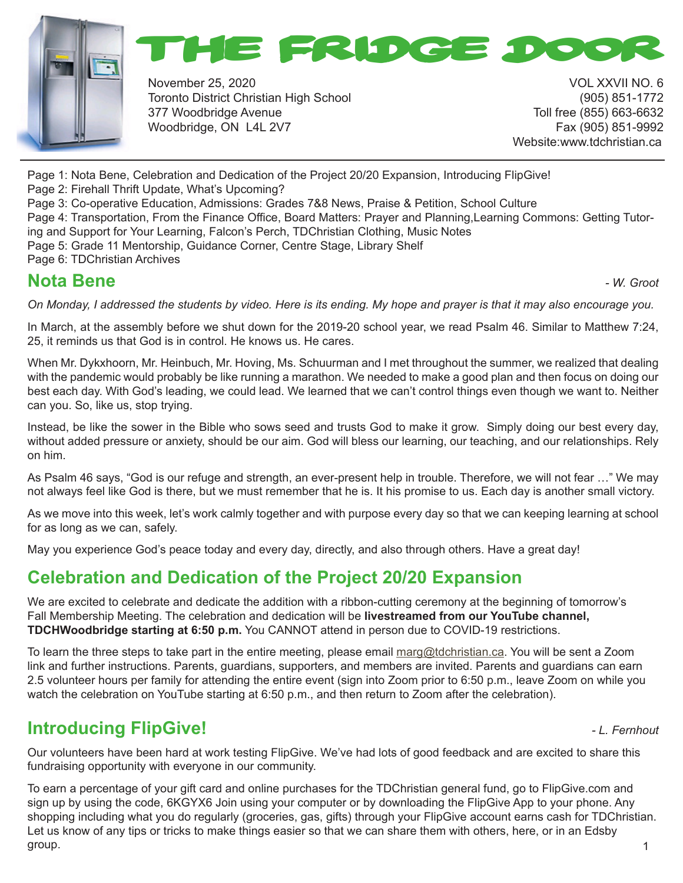# THE FRIDGE DOOR

November 25, 2020
Toronto District Christian High School
377 Woodbridge Avenue
Woodbridge, ON L4L 2V7

VOL XXVII NO. 6
(905) 851-1772
Toll free (855) 663-6632
Fax (905) 851-9992
Website:www.tdchristian.ca

Page 1: Nota Bene, Celebration and Dedication of the Project 20/20 Expansion, Introducing FlipGive!
Page 2: Firehall Thrift Update, What's Upcoming?
Page 3: Co-operative Education, Admissions: Grades 7&8 News, Praise & Petition, School Culture
Page 4: Transportation, From the Finance Office, Board Matters: Prayer and Planning,Learning Commons: Getting Tutoring and Support for Your Learning, Falcon's Perch, TDChristian Clothing, Music Notes
Page 5: Grade 11 Mentorship, Guidance Corner, Centre Stage, Library Shelf
Page 6: TDChristian Archives

## Nota Bene

*- W. Groot*

*On Monday, I addressed the students by video. Here is its ending. My hope and prayer is that it may also encourage you.*

In March, at the assembly before we shut down for the 2019-20 school year, we read Psalm 46. Similar to Matthew 7:24, 25, it reminds us that God is in control. He knows us. He cares.

When Mr. Dykxhoorn, Mr. Heinbuch, Mr. Hoving, Ms. Schuurman and I met throughout the summer, we realized that dealing with the pandemic would probably be like running a marathon. We needed to make a good plan and then focus on doing our best each day. With God's leading, we could lead. We learned that we can't control things even though we want to. Neither can you. So, like us, stop trying.

Instead, be like the sower in the Bible who sows seed and trusts God to make it grow. Simply doing our best every day, without added pressure or anxiety, should be our aim. God will bless our learning, our teaching, and our relationships. Rely on him.

As Psalm 46 says, "God is our refuge and strength, an ever-present help in trouble. Therefore, we will not fear …" We may not always feel like God is there, but we must remember that he is. It his promise to us. Each day is another small victory.

As we move into this week, let's work calmly together and with purpose every day so that we can keeping learning at school for as long as we can, safely.

May you experience God's peace today and every day, directly, and also through others. Have a great day!

## Celebration and Dedication of the Project 20/20 Expansion

We are excited to celebrate and dedicate the addition with a ribbon-cutting ceremony at the beginning of tomorrow's Fall Membership Meeting. The celebration and dedication will be **livestreamed from our YouTube channel, TDCHWoodbridge starting at 6:50 p.m.** You CANNOT attend in person due to COVID-19 restrictions.

To learn the three steps to take part in the entire meeting, please email marg@tdchristian.ca. You will be sent a Zoom link and further instructions. Parents, guardians, supporters, and members are invited. Parents and guardians can earn 2.5 volunteer hours per family for attending the entire event (sign into Zoom prior to 6:50 p.m., leave Zoom on while you watch the celebration on YouTube starting at 6:50 p.m., and then return to Zoom after the celebration).

## Introducing FlipGive!

*- L. Fernhout*

Our volunteers have been hard at work testing FlipGive. We've had lots of good feedback and are excited to share this fundraising opportunity with everyone in our community.

To earn a percentage of your gift card and online purchases for the TDChristian general fund, go to FlipGive.com and sign up by using the code, 6KGYX6 Join using your computer or by downloading the FlipGive App to your phone. Any shopping including what you do regularly (groceries, gas, gifts) through your FlipGive account earns cash for TDChristian. Let us know of any tips or tricks to make things easier so that we can share them with others, here, or in an Edsby group.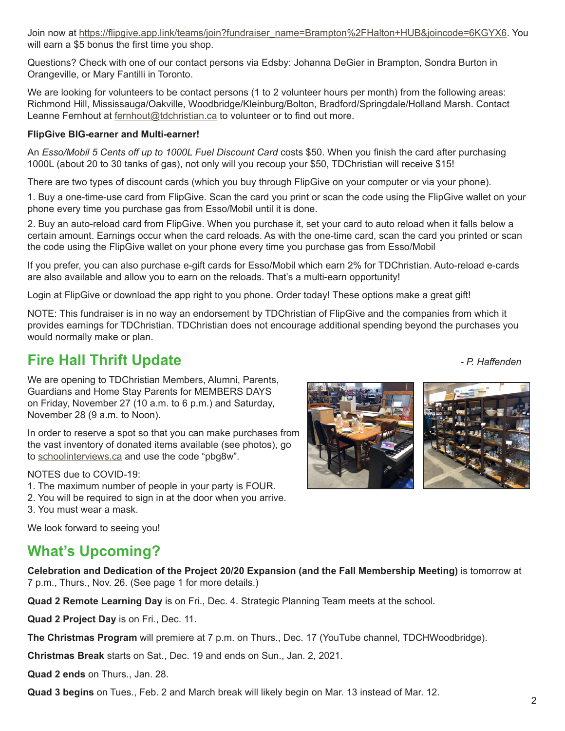Join now at https://flipgive.app.link/teams/join?fundraiser_name=Brampton%2FHalton+HUB&joincode=6KGYX6. You will earn a $5 bonus the first time you shop.

Questions? Check with one of our contact persons via Edsby: Johanna DeGier in Brampton, Sondra Burton in Orangeville, or Mary Fantilli in Toronto.

We are looking for volunteers to be contact persons (1 to 2 volunteer hours per month) from the following areas: Richmond Hill, Mississauga/Oakville, Woodbridge/Kleinburg/Bolton, Bradford/Springdale/Holland Marsh. Contact Leanne Fernhout at fernhout@tdchristian.ca to volunteer or to find out more.

**FlipGive BIG-earner and Multi-earner!**

An *Esso/Mobil 5 Cents off up to 1000L Fuel Discount Card* costs $50. When you finish the card after purchasing 1000L (about 20 to 30 tanks of gas), not only will you recoup your $50, TDChristian will receive $15!

There are two types of discount cards (which you buy through FlipGive on your computer or via your phone).

1. Buy a one-time-use card from FlipGive. Scan the card you print or scan the code using the FlipGive wallet on your phone every time you purchase gas from Esso/Mobil until it is done.

2. Buy an auto-reload card from FlipGive. When you purchase it, set your card to auto reload when it falls below a certain amount. Earnings occur when the card reloads. As with the one-time card, scan the card you printed or scan the code using the FlipGive wallet on your phone every time you purchase gas from Esso/Mobil

If you prefer, you can also purchase e-gift cards for Esso/Mobil which earn 2% for TDChristian. Auto-reload e-cards are also available and allow you to earn on the reloads. That's a multi-earn opportunity!

Login at FlipGive or download the app right to you phone. Order today! These options make a great gift!

NOTE: This fundraiser is in no way an endorsement by TDChristian of FlipGive and the companies from which it provides earnings for TDChristian. TDChristian does not encourage additional spending beyond the purchases you would normally make or plan.

## Fire Hall Thrift Update

*- P. Haffenden*

We are opening to TDChristian Members, Alumni, Parents, Guardians and Home Stay Parents for MEMBERS DAYS on Friday, November 27 (10 a.m. to 6 p.m.) and Saturday, November 28 (9 a.m. to Noon).

In order to reserve a spot so that you can make purchases from the vast inventory of donated items available (see photos), go to schoolinterviews.ca and use the code "pbg8w".

NOTES due to COVID-19:
1. The maximum number of people in your party is FOUR.
2. You will be required to sign in at the door when you arrive.
3. You must wear a mask.

We look forward to seeing you!

## What's Upcoming?

**Celebration and Dedication of the Project 20/20 Expansion (and the Fall Membership Meeting)** is tomorrow at 7 p.m., Thurs., Nov. 26. (See page 1 for more details.)

**Quad 2 Remote Learning Day** is on Fri., Dec. 4. Strategic Planning Team meets at the school.

**Quad 2 Project Day** is on Fri., Dec. 11.

**The Christmas Program** will premiere at 7 p.m. on Thurs., Dec. 17 (YouTube channel, TDCHWoodbridge).

**Christmas Break** starts on Sat., Dec. 19 and ends on Sun., Jan. 2, 2021.

**Quad 2 ends** on Thurs., Jan. 28.

**Quad 3 begins** on Tues., Feb. 2 and March break will likely begin on Mar. 13 instead of Mar. 12.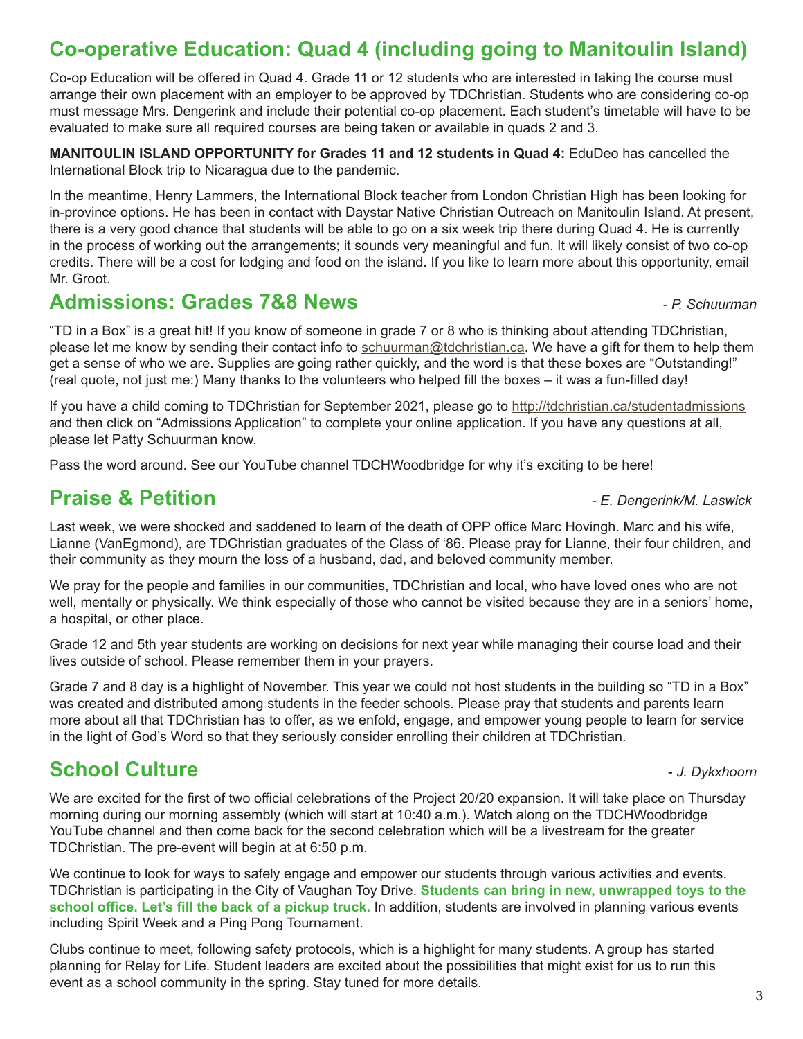## Co-operative Education: Quad 4 (including going to Manitoulin Island)

Co-op Education will be offered in Quad 4. Grade 11 or 12 students who are interested in taking the course must arrange their own placement with an employer to be approved by TDChristian. Students who are considering co-op must message Mrs. Dengerink and include their potential co-op placement. Each student's timetable will have to be evaluated to make sure all required courses are being taken or available in quads 2 and 3.

**MANITOULIN ISLAND OPPORTUNITY for Grades 11 and 12 students in Quad 4:** EduDeo has cancelled the International Block trip to Nicaragua due to the pandemic.

In the meantime, Henry Lammers, the International Block teacher from London Christian High has been looking for in-province options. He has been in contact with Daystar Native Christian Outreach on Manitoulin Island. At present, there is a very good chance that students will be able to go on a six week trip there during Quad 4. He is currently in the process of working out the arrangements; it sounds very meaningful and fun. It will likely consist of two co-op credits. There will be a cost for lodging and food on the island. If you like to learn more about this opportunity, email Mr. Groot.

## Admissions: Grades 7&8 News

*- P. Schuurman*

"TD in a Box" is a great hit! If you know of someone in grade 7 or 8 who is thinking about attending TDChristian, please let me know by sending their contact info to schuurman@tdchristian.ca. We have a gift for them to help them get a sense of who we are. Supplies are going rather quickly, and the word is that these boxes are "Outstanding!" (real quote, not just me:) Many thanks to the volunteers who helped fill the boxes – it was a fun-filled day!

If you have a child coming to TDChristian for September 2021, please go to http://tdchristian.ca/studentadmissions and then click on "Admissions Application" to complete your online application. If you have any questions at all, please let Patty Schuurman know.

Pass the word around. See our YouTube channel TDCHWoodbridge for why it's exciting to be here!

## Praise & Petition

*- E. Dengerink/M. Laswick*

Last week, we were shocked and saddened to learn of the death of OPP office Marc Hovingh. Marc and his wife, Lianne (VanEgmond), are TDChristian graduates of the Class of '86. Please pray for Lianne, their four children, and their community as they mourn the loss of a husband, dad, and beloved community member.

We pray for the people and families in our communities, TDChristian and local, who have loved ones who are not well, mentally or physically. We think especially of those who cannot be visited because they are in a seniors' home, a hospital, or other place.

Grade 12 and 5th year students are working on decisions for next year while managing their course load and their lives outside of school. Please remember them in your prayers.

Grade 7 and 8 day is a highlight of November. This year we could not host students in the building so "TD in a Box" was created and distributed among students in the feeder schools. Please pray that students and parents learn more about all that TDChristian has to offer, as we enfold, engage, and empower young people to learn for service in the light of God's Word so that they seriously consider enrolling their children at TDChristian.

## School Culture

*- J. Dykxhoorn*

We are excited for the first of two official celebrations of the Project 20/20 expansion. It will take place on Thursday morning during our morning assembly (which will start at 10:40 a.m.). Watch along on the TDCHWoodbridge YouTube channel and then come back for the second celebration which will be a livestream for the greater TDChristian. The pre-event will begin at at 6:50 p.m.

We continue to look for ways to safely engage and empower our students through various activities and events. TDChristian is participating in the City of Vaughan Toy Drive. **Students can bring in new, unwrapped toys to the school office. Let's fill the back of a pickup truck.** In addition, students are involved in planning various events including Spirit Week and a Ping Pong Tournament.

Clubs continue to meet, following safety protocols, which is a highlight for many students. A group has started planning for Relay for Life. Student leaders are excited about the possibilities that might exist for us to run this event as a school community in the spring. Stay tuned for more details.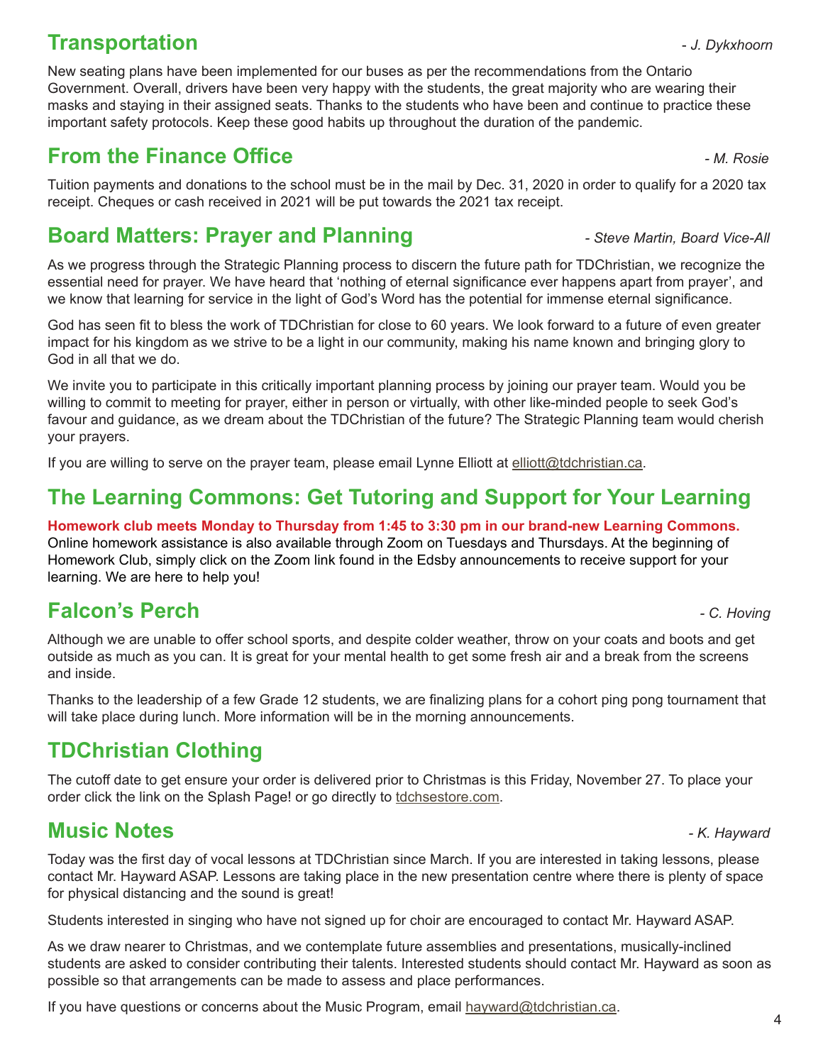## Transportation

*- J. Dykxhoorn*

New seating plans have been implemented for our buses as per the recommendations from the Ontario Government. Overall, drivers have been very happy with the students, the great majority who are wearing their masks and staying in their assigned seats. Thanks to the students who have been and continue to practice these important safety protocols. Keep these good habits up throughout the duration of the pandemic.

## From the Finance Office

*- M. Rosie*

Tuition payments and donations to the school must be in the mail by Dec. 31, 2020 in order to qualify for a 2020 tax receipt. Cheques or cash received in 2021 will be put towards the 2021 tax receipt.

## Board Matters: Prayer and Planning

*- Steve Martin, Board Vice-All*

As we progress through the Strategic Planning process to discern the future path for TDChristian, we recognize the essential need for prayer. We have heard that 'nothing of eternal significance ever happens apart from prayer', and we know that learning for service in the light of God's Word has the potential for immense eternal significance.

God has seen fit to bless the work of TDChristian for close to 60 years. We look forward to a future of even greater impact for his kingdom as we strive to be a light in our community, making his name known and bringing glory to God in all that we do.

We invite you to participate in this critically important planning process by joining our prayer team. Would you be willing to commit to meeting for prayer, either in person or virtually, with other like-minded people to seek God's favour and guidance, as we dream about the TDChristian of the future? The Strategic Planning team would cherish your prayers.

If you are willing to serve on the prayer team, please email Lynne Elliott at elliott@tdchristian.ca.

## The Learning Commons: Get Tutoring and Support for Your Learning

**Homework club meets Monday to Thursday from 1:45 to 3:30 pm in our brand-new Learning Commons.** Online homework assistance is also available through Zoom on Tuesdays and Thursdays. At the beginning of Homework Club, simply click on the Zoom link found in the Edsby announcements to receive support for your learning. We are here to help you!

## Falcon's Perch

*- C. Hoving*

Although we are unable to offer school sports, and despite colder weather, throw on your coats and boots and get outside as much as you can. It is great for your mental health to get some fresh air and a break from the screens and inside.

Thanks to the leadership of a few Grade 12 students, we are finalizing plans for a cohort ping pong tournament that will take place during lunch. More information will be in the morning announcements.

## TDChristian Clothing

The cutoff date to get ensure your order is delivered prior to Christmas is this Friday, November 27. To place your order click the link on the Splash Page! or go directly to tdchsestore.com.

## Music Notes

*- K. Hayward*

Today was the first day of vocal lessons at TDChristian since March. If you are interested in taking lessons, please contact Mr. Hayward ASAP. Lessons are taking place in the new presentation centre where there is plenty of space for physical distancing and the sound is great!

Students interested in singing who have not signed up for choir are encouraged to contact Mr. Hayward ASAP.

As we draw nearer to Christmas, and we contemplate future assemblies and presentations, musically-inclined students are asked to consider contributing their talents. Interested students should contact Mr. Hayward as soon as possible so that arrangements can be made to assess and place performances.

If you have questions or concerns about the Music Program, email hayward@tdchristian.ca.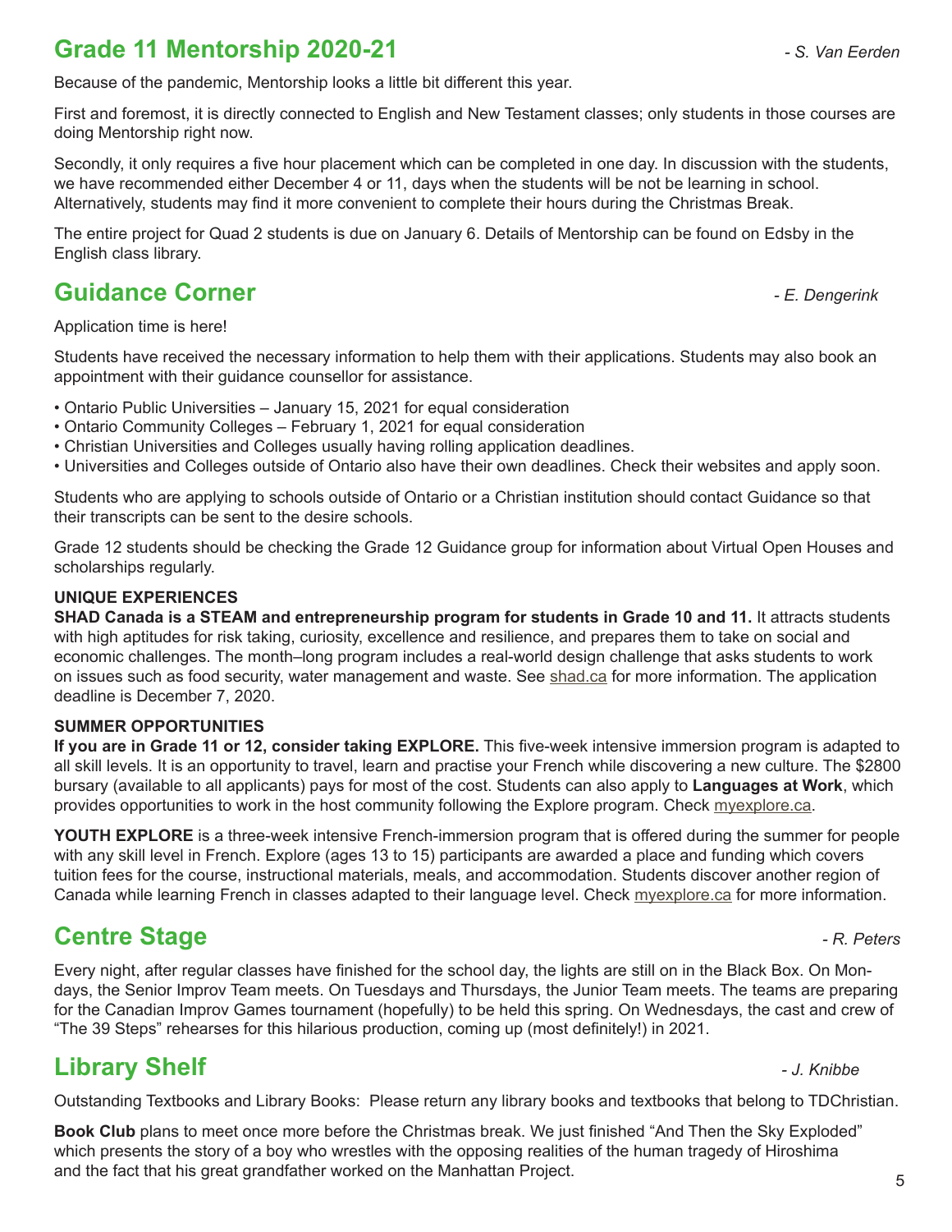## Grade 11 Mentorship 2020-21

*- S. Van Eerden*

Because of the pandemic, Mentorship looks a little bit different this year.

First and foremost, it is directly connected to English and New Testament classes; only students in those courses are doing Mentorship right now.

Secondly, it only requires a five hour placement which can be completed in one day. In discussion with the students, we have recommended either December 4 or 11, days when the students will be not be learning in school. Alternatively, students may find it more convenient to complete their hours during the Christmas Break.

The entire project for Quad 2 students is due on January 6. Details of Mentorship can be found on Edsby in the English class library.

## Guidance Corner

*- E. Dengerink*

Application time is here!

Students have received the necessary information to help them with their applications. Students may also book an appointment with their guidance counsellor for assistance.

- Ontario Public Universities – January 15, 2021 for equal consideration
- Ontario Community Colleges – February 1, 2021 for equal consideration
- Christian Universities and Colleges usually having rolling application deadlines.
- Universities and Colleges outside of Ontario also have their own deadlines. Check their websites and apply soon.

Students who are applying to schools outside of Ontario or a Christian institution should contact Guidance so that their transcripts can be sent to the desire schools.

Grade 12 students should be checking the Grade 12 Guidance group for information about Virtual Open Houses and scholarships regularly.

**UNIQUE EXPERIENCES**

**SHAD Canada is a STEAM and entrepreneurship program for students in Grade 10 and 11.** It attracts students with high aptitudes for risk taking, curiosity, excellence and resilience, and prepares them to take on social and economic challenges. The month–long program includes a real-world design challenge that asks students to work on issues such as food security, water management and waste. See shad.ca for more information. The application deadline is December 7, 2020.

**SUMMER OPPORTUNITIES**

**If you are in Grade 11 or 12, consider taking EXPLORE.** This five-week intensive immersion program is adapted to all skill levels. It is an opportunity to travel, learn and practise your French while discovering a new culture. The $2800 bursary (available to all applicants) pays for most of the cost. Students can also apply to **Languages at Work**, which provides opportunities to work in the host community following the Explore program. Check myexplore.ca.

**YOUTH EXPLORE** is a three-week intensive French-immersion program that is offered during the summer for people with any skill level in French. Explore (ages 13 to 15) participants are awarded a place and funding which covers tuition fees for the course, instructional materials, meals, and accommodation. Students discover another region of Canada while learning French in classes adapted to their language level. Check myexplore.ca for more information.

## Centre Stage

*- R. Peters*

Every night, after regular classes have finished for the school day, the lights are still on in the Black Box. On Mondays, the Senior Improv Team meets. On Tuesdays and Thursdays, the Junior Team meets. The teams are preparing for the Canadian Improv Games tournament (hopefully) to be held this spring. On Wednesdays, the cast and crew of "The 39 Steps" rehearses for this hilarious production, coming up (most definitely!) in 2021.

## Library Shelf

*- J. Knibbe*

Outstanding Textbooks and Library Books: Please return any library books and textbooks that belong to TDChristian.

**Book Club** plans to meet once more before the Christmas break. We just finished "And Then the Sky Exploded" which presents the story of a boy who wrestles with the opposing realities of the human tragedy of Hiroshima and the fact that his great grandfather worked on the Manhattan Project.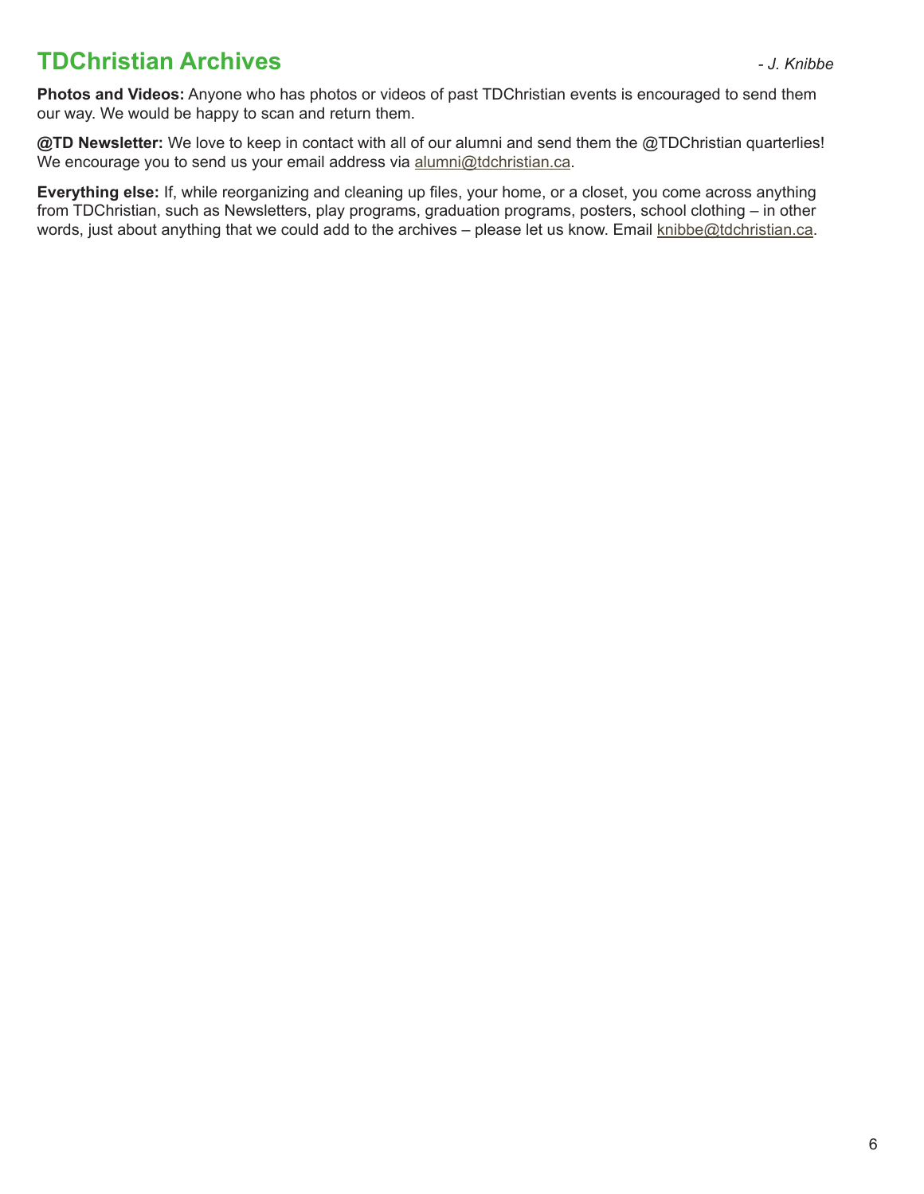## TDChristian Archives

*- J. Knibbe*

**Photos and Videos:** Anyone who has photos or videos of past TDChristian events is encouraged to send them our way. We would be happy to scan and return them.

**@TD Newsletter:** We love to keep in contact with all of our alumni and send them the @TDChristian quarterlies! We encourage you to send us your email address via alumni@tdchristian.ca.

**Everything else:** If, while reorganizing and cleaning up files, your home, or a closet, you come across anything from TDChristian, such as Newsletters, play programs, graduation programs, posters, school clothing – in other words, just about anything that we could add to the archives – please let us know. Email knibbe@tdchristian.ca.